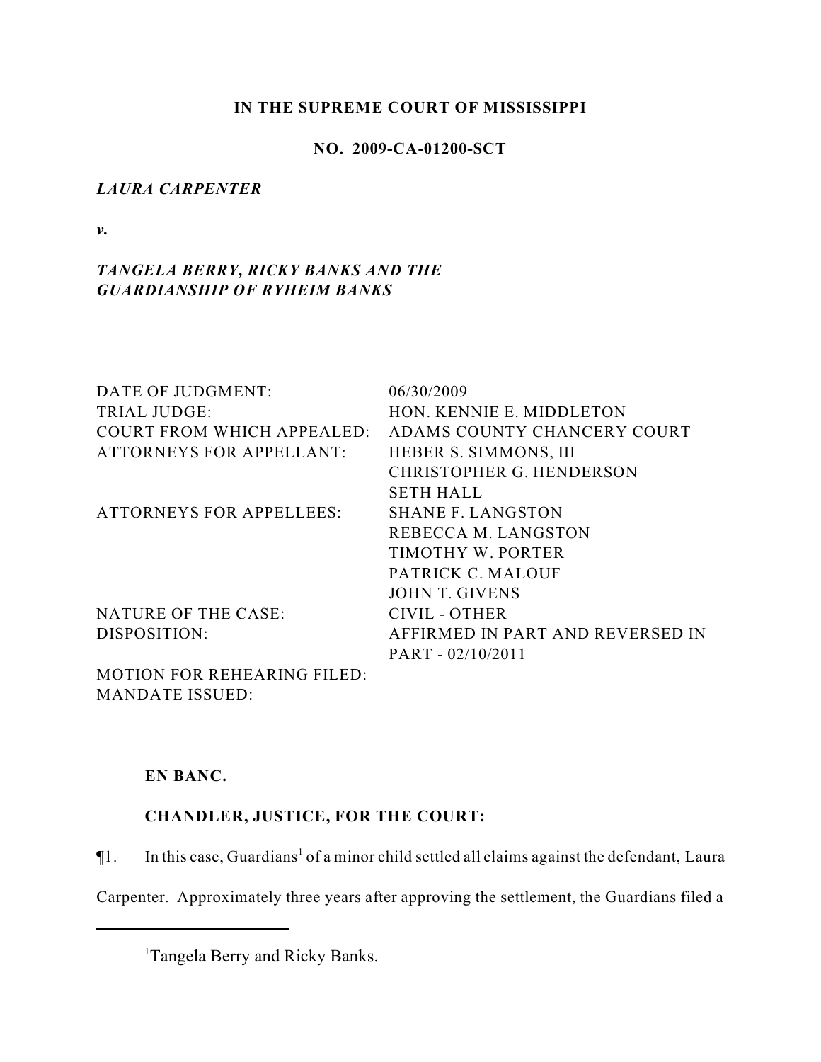**IN THE SUPREME COURT OF MISSISSIPPI**

**NO. 2009-CA-01200-SCT**

***LAURA CARPENTER***

***v.***

***TANGELA BERRY, RICKY BANKS AND THE GUARDIANSHIP OF RYHEIM BANKS***

| | |
|---|---|
| DATE OF JUDGMENT: | 06/30/2009 |
| TRIAL JUDGE: | HON. KENNIE E. MIDDLETON |
| COURT FROM WHICH APPEALED: | ADAMS COUNTY CHANCERY COURT |
| ATTORNEYS FOR APPELLANT: | HEBER S. SIMMONS, III<br>CHRISTOPHER G. HENDERSON<br>SETH HALL |
| ATTORNEYS FOR APPELLEES: | SHANE F. LANGSTON<br>REBECCA M. LANGSTON<br>TIMOTHY W. PORTER<br>PATRICK C. MALOUF<br>JOHN T. GIVENS |
| NATURE OF THE CASE: | CIVIL - OTHER |
| DISPOSITION: | AFFIRMED IN PART AND REVERSED IN PART - 02/10/2011 |
| MOTION FOR REHEARING FILED: | |
| MANDATE ISSUED: | |

**EN BANC.**

**CHANDLER, JUSTICE, FOR THE COURT:**

¶1. In this case, Guardians[1] of a minor child settled all claims against the defendant, Laura Carpenter. Approximately three years after approving the settlement, the Guardians filed a

[1] Tangela Berry and Ricky Banks.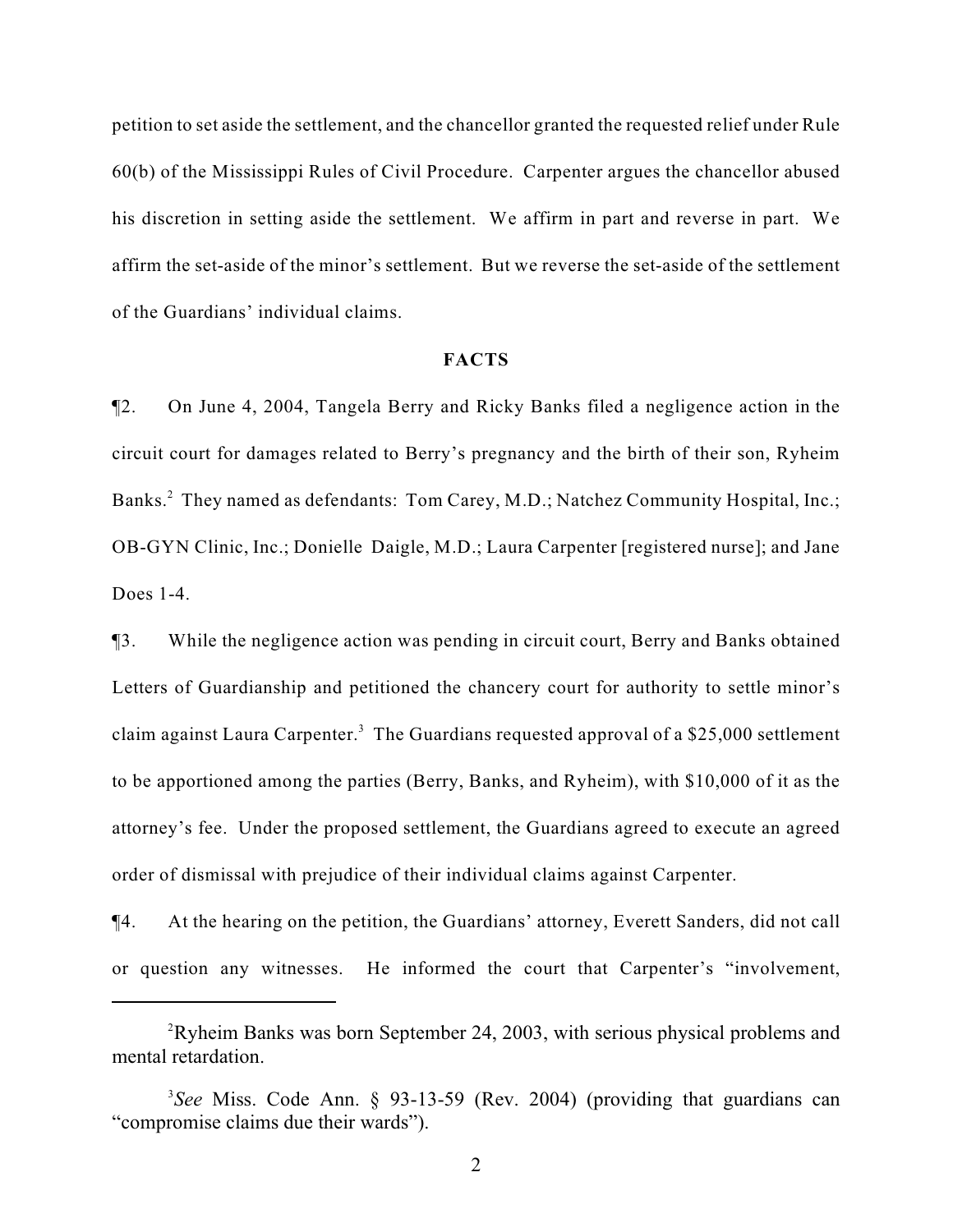petition to set aside the settlement, and the chancellor granted the requested relief under Rule 60(b) of the Mississippi Rules of Civil Procedure. Carpenter argues the chancellor abused his discretion in setting aside the settlement. We affirm in part and reverse in part. We affirm the set-aside of the minor's settlement. But we reverse the set-aside of the settlement of the Guardians' individual claims.

## FACTS

¶2. On June 4, 2004, Tangela Berry and Ricky Banks filed a negligence action in the circuit court for damages related to Berry's pregnancy and the birth of their son, Ryheim Banks.[2] They named as defendants: Tom Carey, M.D.; Natchez Community Hospital, Inc.; OB-GYN Clinic, Inc.; Donielle Daigle, M.D.; Laura Carpenter [registered nurse]; and Jane Does 1-4.

¶3. While the negligence action was pending in circuit court, Berry and Banks obtained Letters of Guardianship and petitioned the chancery court for authority to settle minor's claim against Laura Carpenter.[3] The Guardians requested approval of a $25,000 settlement to be apportioned among the parties (Berry, Banks, and Ryheim), with $10,000 of it as the attorney's fee. Under the proposed settlement, the Guardians agreed to execute an agreed order of dismissal with prejudice of their individual claims against Carpenter.

¶4. At the hearing on the petition, the Guardians' attorney, Everett Sanders, did not call or question any witnesses. He informed the court that Carpenter's "involvement,

---

[2] Ryheim Banks was born September 24, 2003, with serious physical problems and mental retardation.

[3] *See* Miss. Code Ann. § 93-13-59 (Rev. 2004) (providing that guardians can "compromise claims due their wards").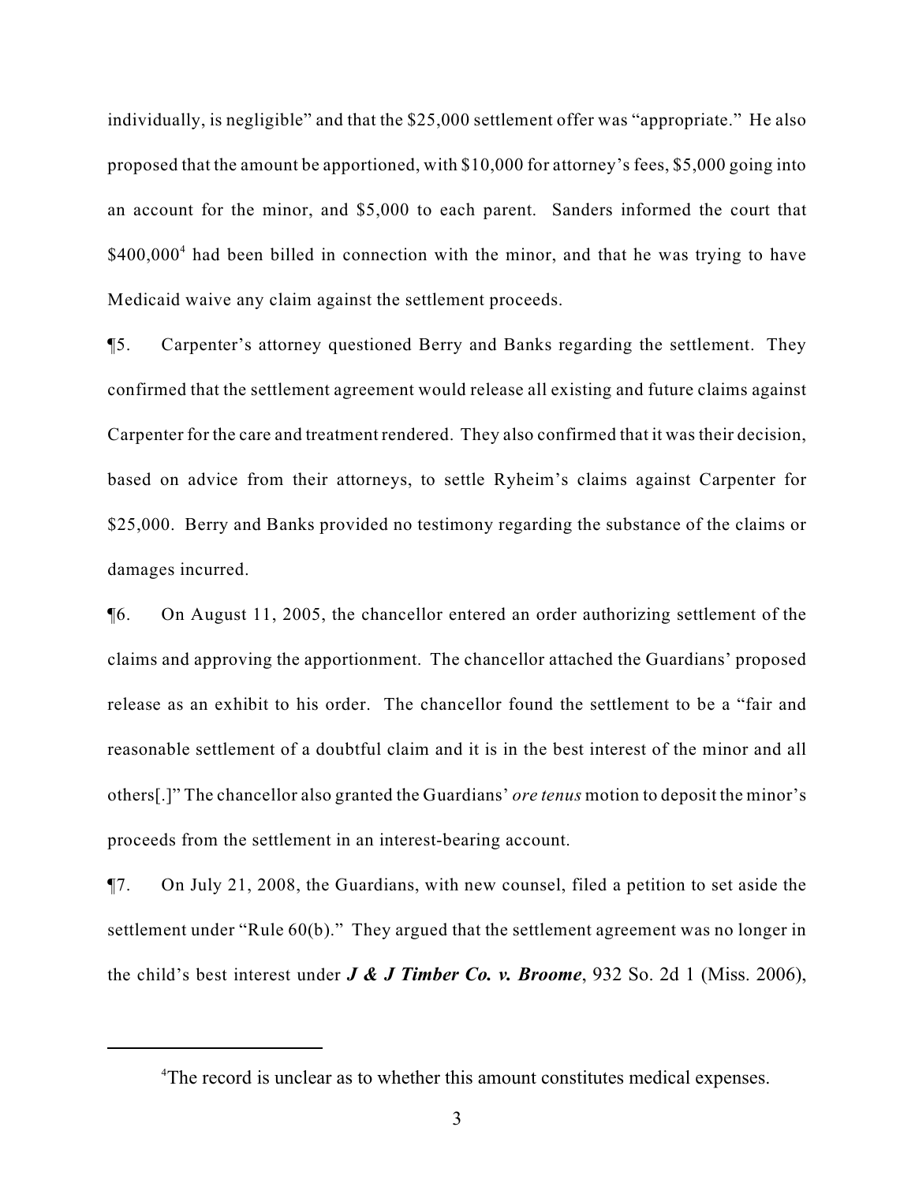individually, is negligible" and that the $25,000 settlement offer was "appropriate." He also proposed that the amount be apportioned, with $10,000 for attorney's fees, $5,000 going into an account for the minor, and $5,000 to each parent. Sanders informed the court that $400,000[4] had been billed in connection with the minor, and that he was trying to have Medicaid waive any claim against the settlement proceeds.

¶5. Carpenter's attorney questioned Berry and Banks regarding the settlement. They confirmed that the settlement agreement would release all existing and future claims against Carpenter for the care and treatment rendered. They also confirmed that it was their decision, based on advice from their attorneys, to settle Ryheim's claims against Carpenter for $25,000. Berry and Banks provided no testimony regarding the substance of the claims or damages incurred.

¶6. On August 11, 2005, the chancellor entered an order authorizing settlement of the claims and approving the apportionment. The chancellor attached the Guardians' proposed release as an exhibit to his order. The chancellor found the settlement to be a "fair and reasonable settlement of a doubtful claim and it is in the best interest of the minor and all others[.]" The chancellor also granted the Guardians' *ore tenus* motion to deposit the minor's proceeds from the settlement in an interest-bearing account.

¶7. On July 21, 2008, the Guardians, with new counsel, filed a petition to set aside the settlement under "Rule 60(b)." They argued that the settlement agreement was no longer in the child's best interest under ***J & J Timber Co. v. Broome***, 932 So. 2d 1 (Miss. 2006),

---

[4]The record is unclear as to whether this amount constitutes medical expenses.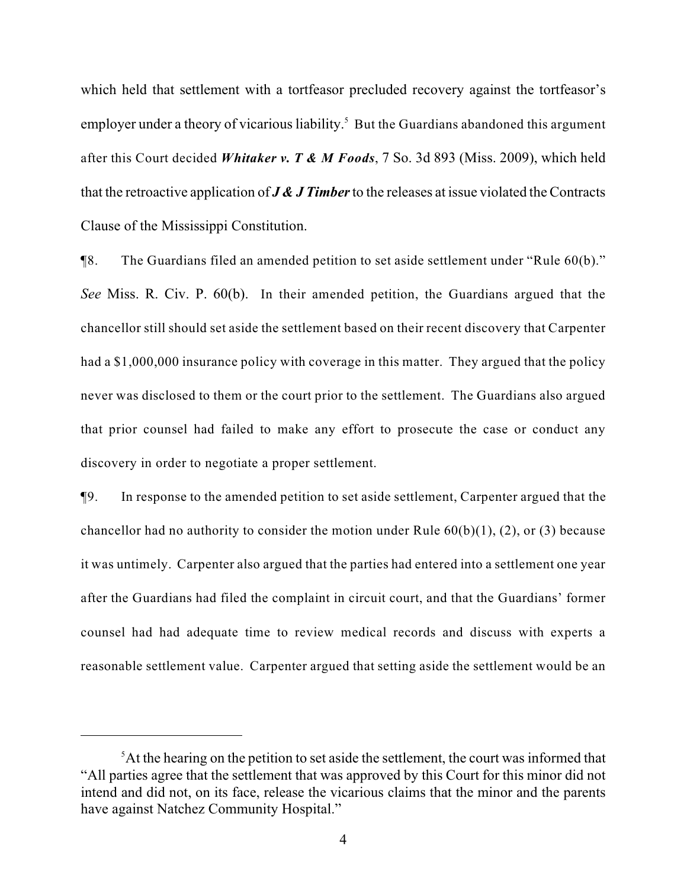which held that settlement with a tortfeasor precluded recovery against the tortfeasor's employer under a theory of vicarious liability.[5] But the Guardians abandoned this argument after this Court decided ***Whitaker v. T & M Foods***, 7 So. 3d 893 (Miss. 2009), which held that the retroactive application of ***J & J Timber*** to the releases at issue violated the Contracts Clause of the Mississippi Constitution.

¶8. The Guardians filed an amended petition to set aside settlement under "Rule 60(b)." *See* Miss. R. Civ. P. 60(b). In their amended petition, the Guardians argued that the chancellor still should set aside the settlement based on their recent discovery that Carpenter had a $1,000,000 insurance policy with coverage in this matter. They argued that the policy never was disclosed to them or the court prior to the settlement. The Guardians also argued that prior counsel had failed to make any effort to prosecute the case or conduct any discovery in order to negotiate a proper settlement.

¶9. In response to the amended petition to set aside settlement, Carpenter argued that the chancellor had no authority to consider the motion under Rule 60(b)(1), (2), or (3) because it was untimely. Carpenter also argued that the parties had entered into a settlement one year after the Guardians had filed the complaint in circuit court, and that the Guardians' former counsel had had adequate time to review medical records and discuss with experts a reasonable settlement value. Carpenter argued that setting aside the settlement would be an

---

[5] At the hearing on the petition to set aside the settlement, the court was informed that "All parties agree that the settlement that was approved by this Court for this minor did not intend and did not, on its face, release the vicarious claims that the minor and the parents have against Natchez Community Hospital."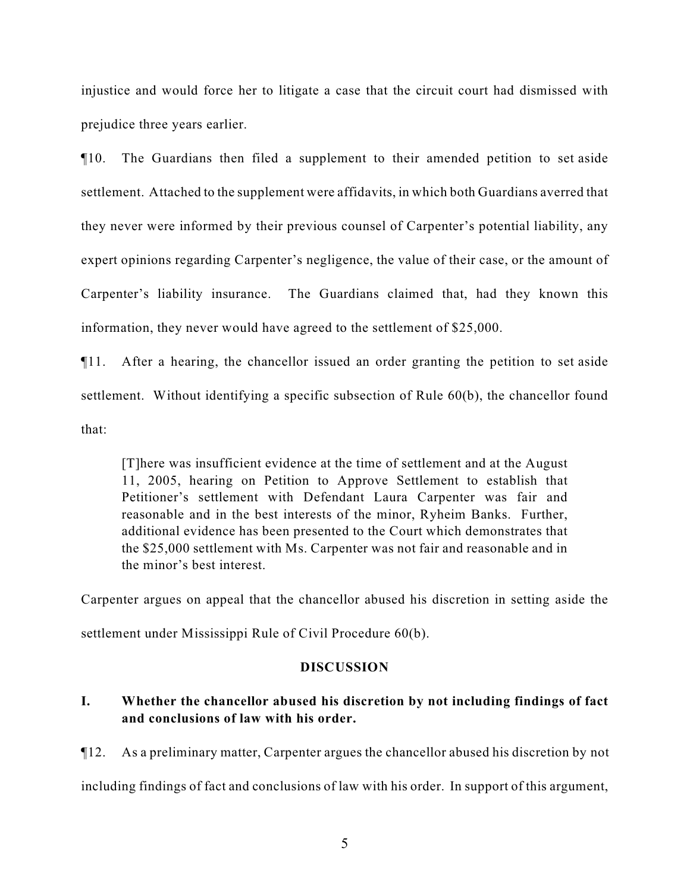injustice and would force her to litigate a case that the circuit court had dismissed with prejudice three years earlier.

¶10. The Guardians then filed a supplement to their amended petition to set aside settlement. Attached to the supplement were affidavits, in which both Guardians averred that they never were informed by their previous counsel of Carpenter's potential liability, any expert opinions regarding Carpenter's negligence, the value of their case, or the amount of Carpenter's liability insurance. The Guardians claimed that, had they known this information, they never would have agreed to the settlement of $25,000.

¶11. After a hearing, the chancellor issued an order granting the petition to set aside settlement. Without identifying a specific subsection of Rule 60(b), the chancellor found that:

> [T]here was insufficient evidence at the time of settlement and at the August 11, 2005, hearing on Petition to Approve Settlement to establish that Petitioner's settlement with Defendant Laura Carpenter was fair and reasonable and in the best interests of the minor, Ryheim Banks. Further, additional evidence has been presented to the Court which demonstrates that the $25,000 settlement with Ms. Carpenter was not fair and reasonable and in the minor's best interest.

Carpenter argues on appeal that the chancellor abused his discretion in setting aside the settlement under Mississippi Rule of Civil Procedure 60(b).

## DISCUSSION

### I. Whether the chancellor abused his discretion by not including findings of fact and conclusions of law with his order.

¶12. As a preliminary matter, Carpenter argues the chancellor abused his discretion by not including findings of fact and conclusions of law with his order. In support of this argument,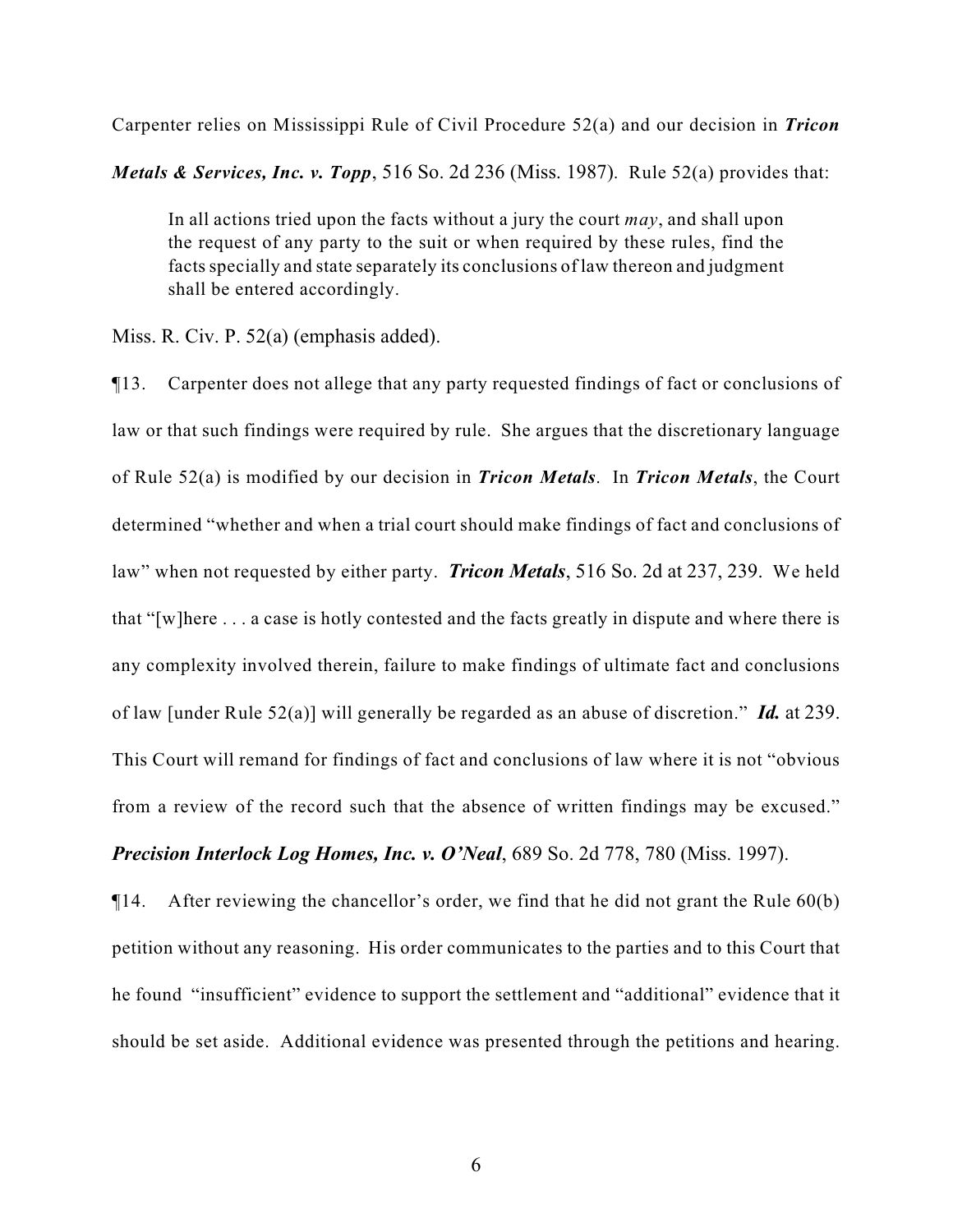Carpenter relies on Mississippi Rule of Civil Procedure 52(a) and our decision in ***Tricon Metals & Services, Inc. v. Topp***, 516 So. 2d 236 (Miss. 1987). Rule 52(a) provides that:

> In all actions tried upon the facts without a jury the court *may*, and shall upon the request of any party to the suit or when required by these rules, find the facts specially and state separately its conclusions of law thereon and judgment shall be entered accordingly.

Miss. R. Civ. P. 52(a) (emphasis added).

¶13. Carpenter does not allege that any party requested findings of fact or conclusions of law or that such findings were required by rule. She argues that the discretionary language of Rule 52(a) is modified by our decision in ***Tricon Metals***. In ***Tricon Metals***, the Court determined "whether and when a trial court should make findings of fact and conclusions of law" when not requested by either party. ***Tricon Metals***, 516 So. 2d at 237, 239. We held that "[w]here . . . a case is hotly contested and the facts greatly in dispute and where there is any complexity involved therein, failure to make findings of ultimate fact and conclusions of law [under Rule 52(a)] will generally be regarded as an abuse of discretion." ***Id.*** at 239. This Court will remand for findings of fact and conclusions of law where it is not "obvious from a review of the record such that the absence of written findings may be excused." ***Precision Interlock Log Homes, Inc. v. O'Neal***, 689 So. 2d 778, 780 (Miss. 1997).

¶14. After reviewing the chancellor's order, we find that he did not grant the Rule 60(b) petition without any reasoning. His order communicates to the parties and to this Court that he found "insufficient" evidence to support the settlement and "additional" evidence that it should be set aside. Additional evidence was presented through the petitions and hearing.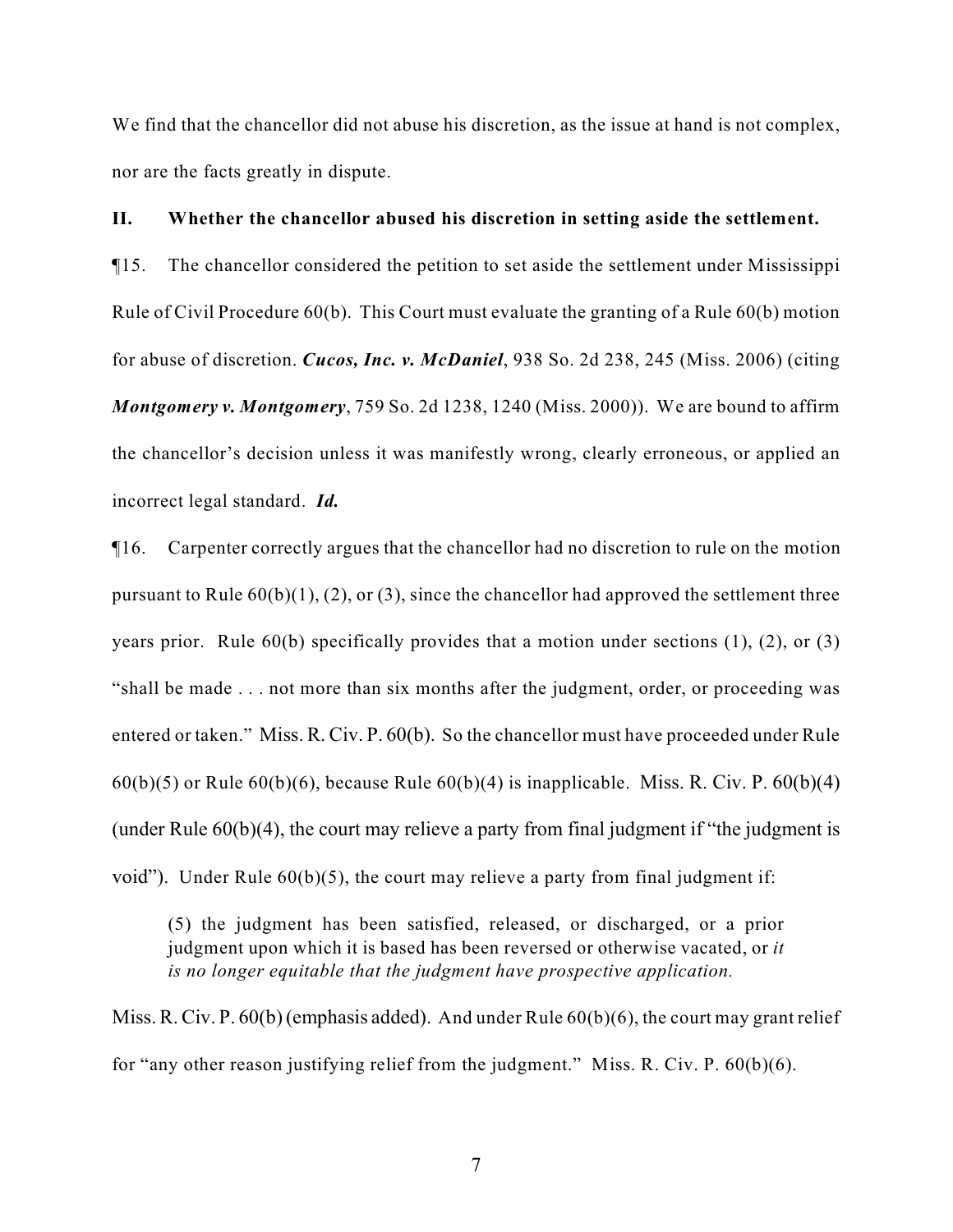We find that the chancellor did not abuse his discretion, as the issue at hand is not complex, nor are the facts greatly in dispute.

**II. Whether the chancellor abused his discretion in setting aside the settlement.**

¶15. The chancellor considered the petition to set aside the settlement under Mississippi Rule of Civil Procedure 60(b). This Court must evaluate the granting of a Rule 60(b) motion for abuse of discretion. ***Cucos, Inc. v. McDaniel***, 938 So. 2d 238, 245 (Miss. 2006) (citing ***Montgomery v. Montgomery***, 759 So. 2d 1238, 1240 (Miss. 2000)). We are bound to affirm the chancellor's decision unless it was manifestly wrong, clearly erroneous, or applied an incorrect legal standard. ***Id.***

¶16. Carpenter correctly argues that the chancellor had no discretion to rule on the motion pursuant to Rule 60(b)(1), (2), or (3), since the chancellor had approved the settlement three years prior. Rule 60(b) specifically provides that a motion under sections (1), (2), or (3) "shall be made . . . not more than six months after the judgment, order, or proceeding was entered or taken." Miss. R. Civ. P. 60(b). So the chancellor must have proceeded under Rule 60(b)(5) or Rule 60(b)(6), because Rule 60(b)(4) is inapplicable. Miss. R. Civ. P. 60(b)(4) (under Rule 60(b)(4), the court may relieve a party from final judgment if "the judgment is void"). Under Rule 60(b)(5), the court may relieve a party from final judgment if:

> (5) the judgment has been satisfied, released, or discharged, or a prior judgment upon which it is based has been reversed or otherwise vacated, or *it is no longer equitable that the judgment have prospective application.*

Miss. R. Civ. P. 60(b) (emphasis added). And under Rule 60(b)(6), the court may grant relief for "any other reason justifying relief from the judgment." Miss. R. Civ. P. 60(b)(6).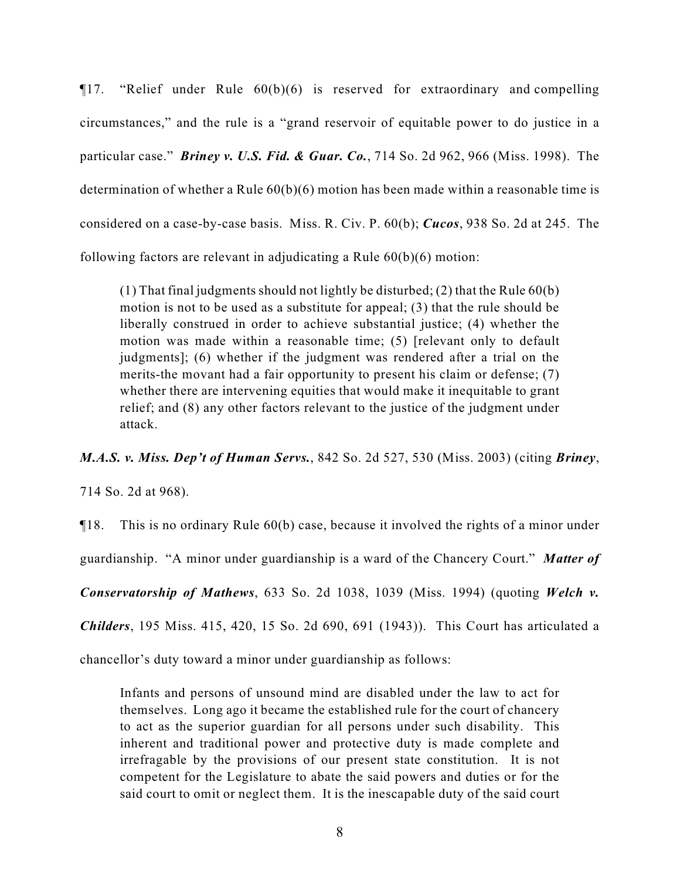¶17. "Relief under Rule 60(b)(6) is reserved for extraordinary and compelling circumstances," and the rule is a "grand reservoir of equitable power to do justice in a particular case." ***Briney v. U.S. Fid. & Guar. Co.***, 714 So. 2d 962, 966 (Miss. 1998). The determination of whether a Rule 60(b)(6) motion has been made within a reasonable time is considered on a case-by-case basis. Miss. R. Civ. P. 60(b); ***Cucos***, 938 So. 2d at 245. The following factors are relevant in adjudicating a Rule 60(b)(6) motion:

> (1) That final judgments should not lightly be disturbed; (2) that the Rule 60(b) motion is not to be used as a substitute for appeal; (3) that the rule should be liberally construed in order to achieve substantial justice; (4) whether the motion was made within a reasonable time; (5) [relevant only to default judgments]; (6) whether if the judgment was rendered after a trial on the merits-the movant had a fair opportunity to present his claim or defense; (7) whether there are intervening equities that would make it inequitable to grant relief; and (8) any other factors relevant to the justice of the judgment under attack.

***M.A.S. v. Miss. Dep't of Human Servs.***, 842 So. 2d 527, 530 (Miss. 2003) (citing ***Briney***, 714 So. 2d at 968).

¶18. This is no ordinary Rule 60(b) case, because it involved the rights of a minor under guardianship. "A minor under guardianship is a ward of the Chancery Court." ***Matter of Conservatorship of Mathews***, 633 So. 2d 1038, 1039 (Miss. 1994) (quoting ***Welch v. Childers***, 195 Miss. 415, 420, 15 So. 2d 690, 691 (1943)). This Court has articulated a chancellor's duty toward a minor under guardianship as follows:

> Infants and persons of unsound mind are disabled under the law to act for themselves. Long ago it became the established rule for the court of chancery to act as the superior guardian for all persons under such disability. This inherent and traditional power and protective duty is made complete and irrefragable by the provisions of our present state constitution. It is not competent for the Legislature to abate the said powers and duties or for the said court to omit or neglect them. It is the inescapable duty of the said court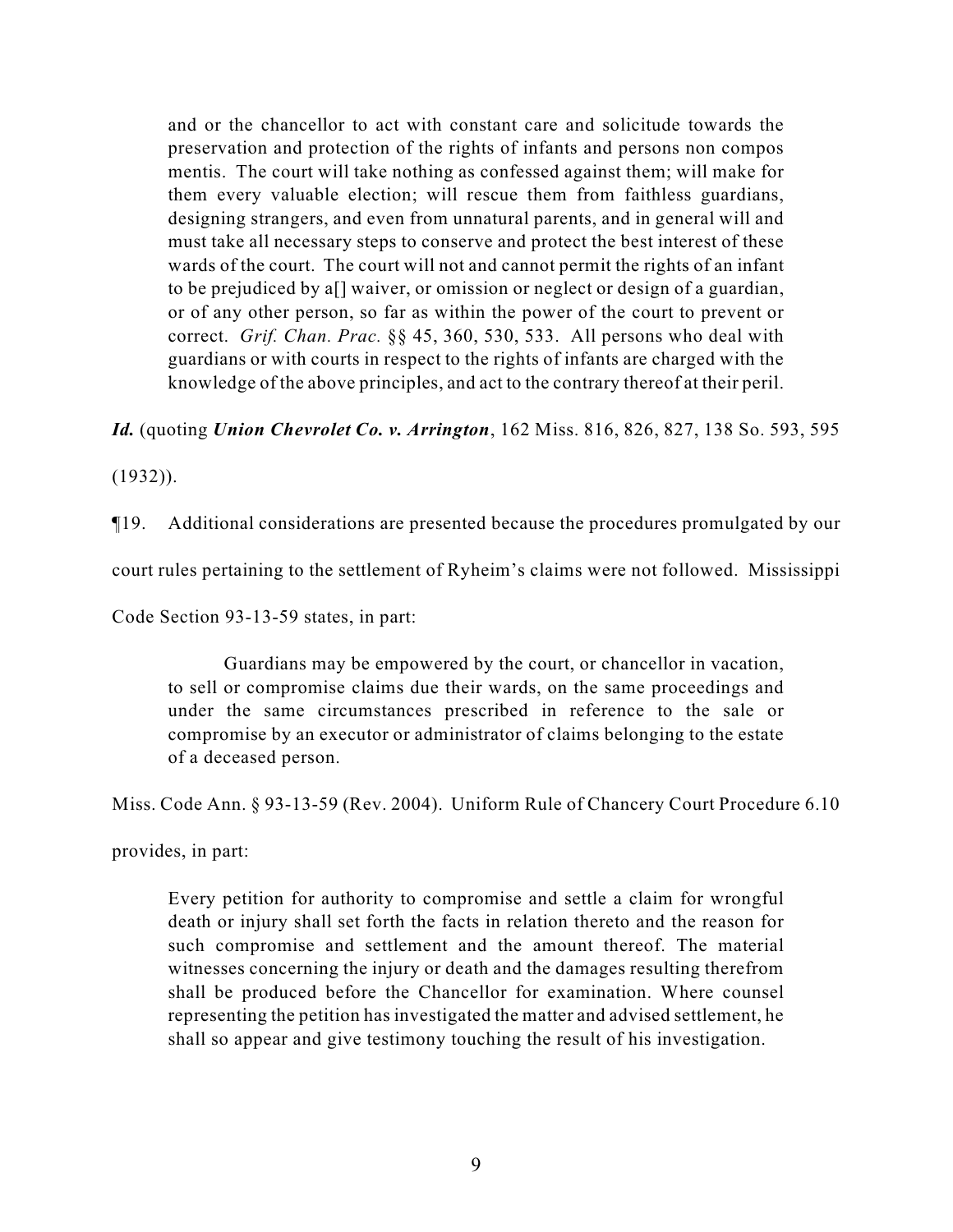> and or the chancellor to act with constant care and solicitude towards the preservation and protection of the rights of infants and persons non compos mentis. The court will take nothing as confessed against them; will make for them every valuable election; will rescue them from faithless guardians, designing strangers, and even from unnatural parents, and in general will and must take all necessary steps to conserve and protect the best interest of these wards of the court. The court will not and cannot permit the rights of an infant to be prejudiced by a[] waiver, or omission or neglect or design of a guardian, or of any other person, so far as within the power of the court to prevent or correct. *Grif. Chan. Prac.* §§ 45, 360, 530, 533. All persons who deal with guardians or with courts in respect to the rights of infants are charged with the knowledge of the above principles, and act to the contrary thereof at their peril.

***Id.*** (quoting ***Union Chevrolet Co. v. Arrington***, 162 Miss. 816, 826, 827, 138 So. 593, 595 (1932)).

¶19. Additional considerations are presented because the procedures promulgated by our court rules pertaining to the settlement of Ryheim's claims were not followed. Mississippi Code Section 93-13-59 states, in part:

> Guardians may be empowered by the court, or chancellor in vacation, to sell or compromise claims due their wards, on the same proceedings and under the same circumstances prescribed in reference to the sale or compromise by an executor or administrator of claims belonging to the estate of a deceased person.

Miss. Code Ann. § 93-13-59 (Rev. 2004). Uniform Rule of Chancery Court Procedure 6.10 provides, in part:

> Every petition for authority to compromise and settle a claim for wrongful death or injury shall set forth the facts in relation thereto and the reason for such compromise and settlement and the amount thereof. The material witnesses concerning the injury or death and the damages resulting therefrom shall be produced before the Chancellor for examination. Where counsel representing the petition has investigated the matter and advised settlement, he shall so appear and give testimony touching the result of his investigation.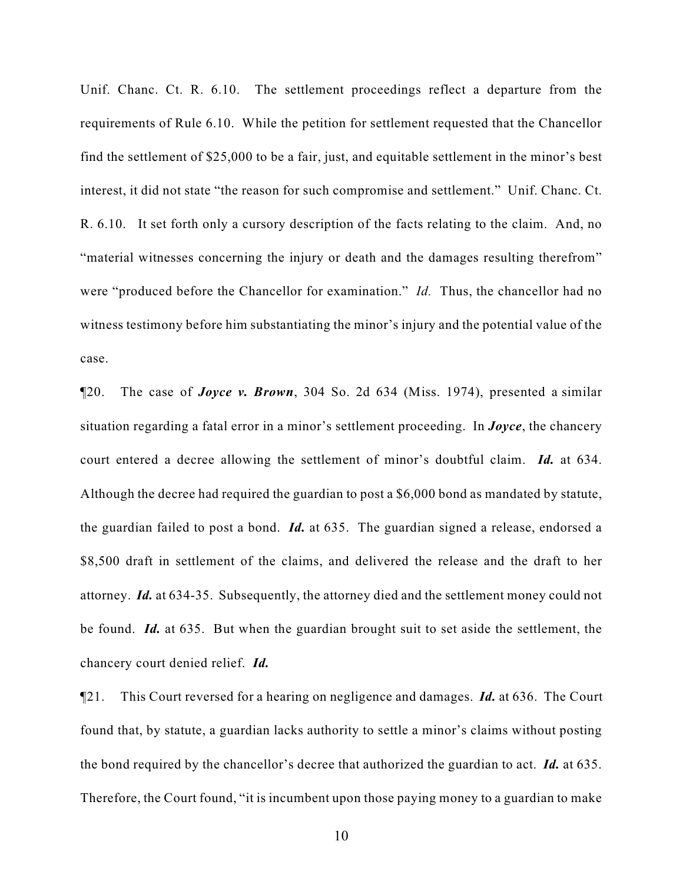Unif. Chanc. Ct. R. 6.10. The settlement proceedings reflect a departure from the requirements of Rule 6.10. While the petition for settlement requested that the Chancellor find the settlement of $25,000 to be a fair, just, and equitable settlement in the minor's best interest, it did not state "the reason for such compromise and settlement." Unif. Chanc. Ct. R. 6.10. It set forth only a cursory description of the facts relating to the claim. And, no "material witnesses concerning the injury or death and the damages resulting therefrom" were "produced before the Chancellor for examination." *Id.* Thus, the chancellor had no witness testimony before him substantiating the minor's injury and the potential value of the case.

¶20. The case of ***Joyce v. Brown***, 304 So. 2d 634 (Miss. 1974), presented a similar situation regarding a fatal error in a minor's settlement proceeding. In ***Joyce***, the chancery court entered a decree allowing the settlement of minor's doubtful claim. ***Id.*** at 634. Although the decree had required the guardian to post a $6,000 bond as mandated by statute, the guardian failed to post a bond. ***Id.*** at 635. The guardian signed a release, endorsed a $8,500 draft in settlement of the claims, and delivered the release and the draft to her attorney. ***Id.*** at 634-35. Subsequently, the attorney died and the settlement money could not be found. ***Id.*** at 635. But when the guardian brought suit to set aside the settlement, the chancery court denied relief. ***Id.***

¶21. This Court reversed for a hearing on negligence and damages. ***Id.*** at 636. The Court found that, by statute, a guardian lacks authority to settle a minor's claims without posting the bond required by the chancellor's decree that authorized the guardian to act. *Id.* at 635. Therefore, the Court found, "it is incumbent upon those paying money to a guardian to make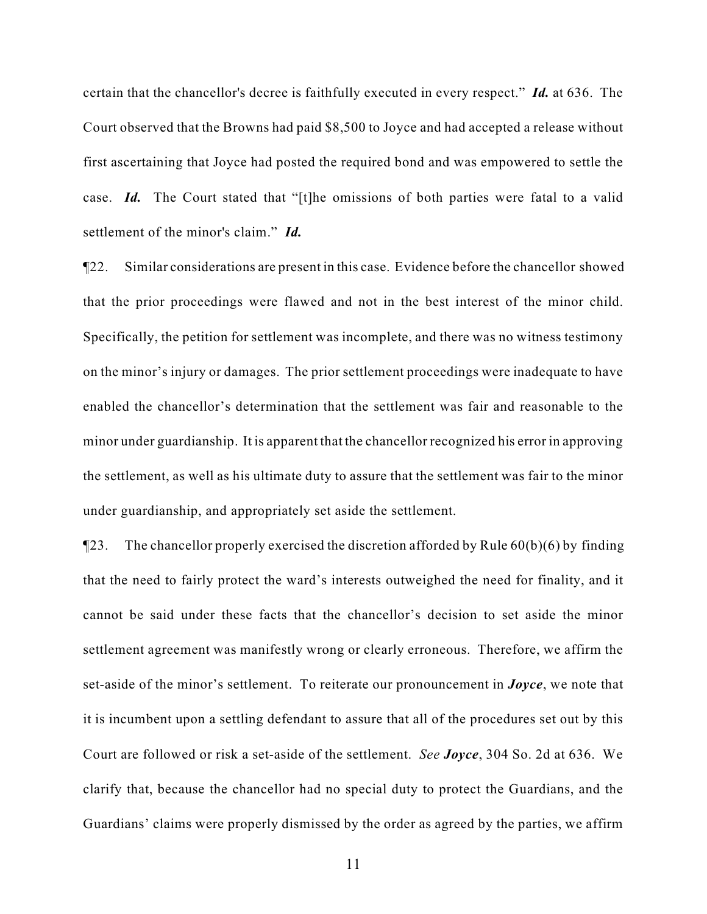certain that the chancellor's decree is faithfully executed in every respect." ***Id.*** at 636. The Court observed that the Browns had paid $8,500 to Joyce and had accepted a release without first ascertaining that Joyce had posted the required bond and was empowered to settle the case. ***Id.*** The Court stated that "[t]he omissions of both parties were fatal to a valid settlement of the minor's claim." ***Id.***

¶22. Similar considerations are present in this case. Evidence before the chancellor showed that the prior proceedings were flawed and not in the best interest of the minor child. Specifically, the petition for settlement was incomplete, and there was no witness testimony on the minor's injury or damages. The prior settlement proceedings were inadequate to have enabled the chancellor's determination that the settlement was fair and reasonable to the minor under guardianship. It is apparent that the chancellor recognized his error in approving the settlement, as well as his ultimate duty to assure that the settlement was fair to the minor under guardianship, and appropriately set aside the settlement.

¶23. The chancellor properly exercised the discretion afforded by Rule 60(b)(6) by finding that the need to fairly protect the ward's interests outweighed the need for finality, and it cannot be said under these facts that the chancellor's decision to set aside the minor settlement agreement was manifestly wrong or clearly erroneous. Therefore, we affirm the set-aside of the minor's settlement. To reiterate our pronouncement in ***Joyce***, we note that it is incumbent upon a settling defendant to assure that all of the procedures set out by this Court are followed or risk a set-aside of the settlement. *See* ***Joyce***, 304 So. 2d at 636. We clarify that, because the chancellor had no special duty to protect the Guardians, and the Guardians' claims were properly dismissed by the order as agreed by the parties, we affirm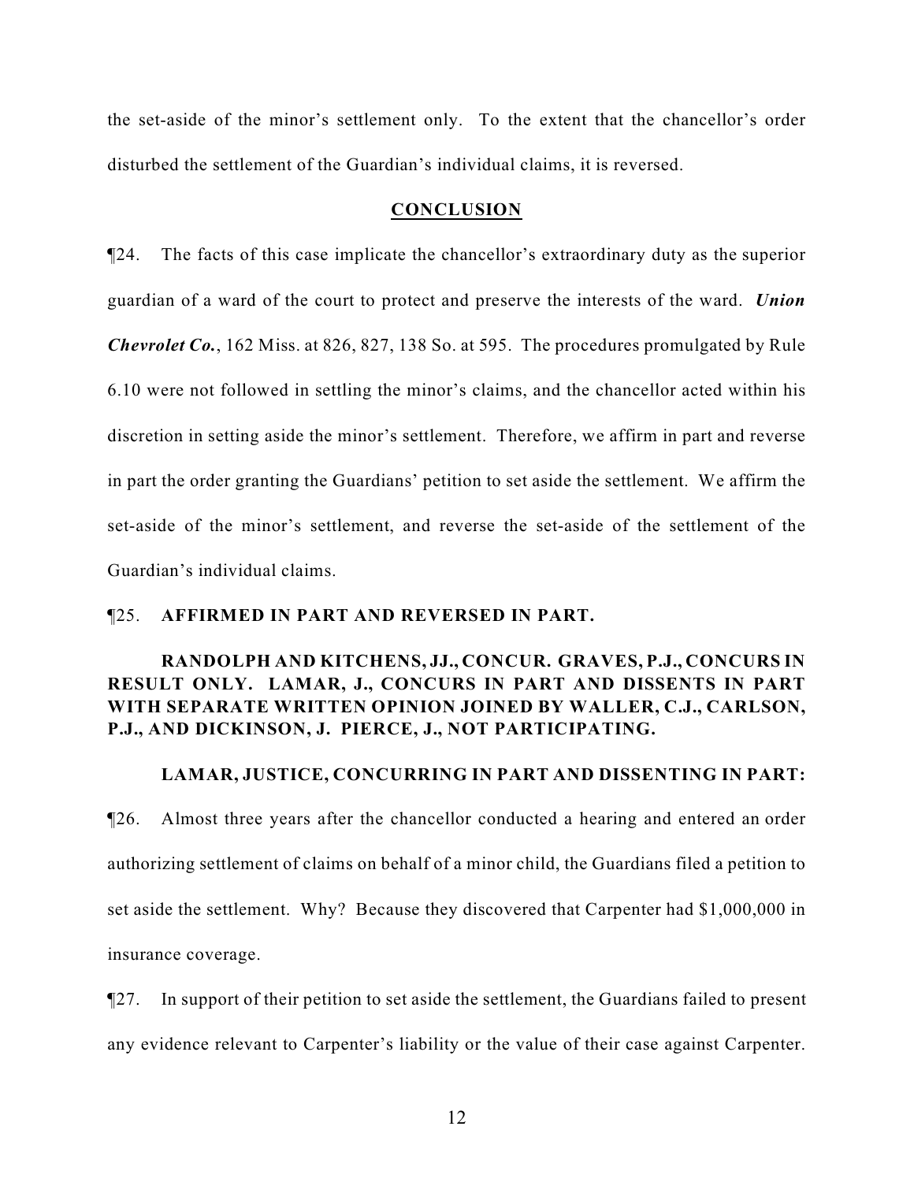the set-aside of the minor's settlement only. To the extent that the chancellor's order disturbed the settlement of the Guardian's individual claims, it is reversed.

## CONCLUSION

¶24. The facts of this case implicate the chancellor's extraordinary duty as the superior guardian of a ward of the court to protect and preserve the interests of the ward. ***Union Chevrolet Co.***, 162 Miss. at 826, 827, 138 So. at 595. The procedures promulgated by Rule 6.10 were not followed in settling the minor's claims, and the chancellor acted within his discretion in setting aside the minor's settlement. Therefore, we affirm in part and reverse in part the order granting the Guardians' petition to set aside the settlement. We affirm the set-aside of the minor's settlement, and reverse the set-aside of the settlement of the Guardian's individual claims.

¶25. **AFFIRMED IN PART AND REVERSED IN PART.**

**RANDOLPH AND KITCHENS, JJ., CONCUR. GRAVES, P.J., CONCURS IN RESULT ONLY. LAMAR, J., CONCURS IN PART AND DISSENTS IN PART WITH SEPARATE WRITTEN OPINION JOINED BY WALLER, C.J., CARLSON, P.J., AND DICKINSON, J. PIERCE, J., NOT PARTICIPATING.**

**LAMAR, JUSTICE, CONCURRING IN PART AND DISSENTING IN PART:**

¶26. Almost three years after the chancellor conducted a hearing and entered an order authorizing settlement of claims on behalf of a minor child, the Guardians filed a petition to set aside the settlement. Why? Because they discovered that Carpenter had $1,000,000 in insurance coverage.

¶27. In support of their petition to set aside the settlement, the Guardians failed to present any evidence relevant to Carpenter's liability or the value of their case against Carpenter.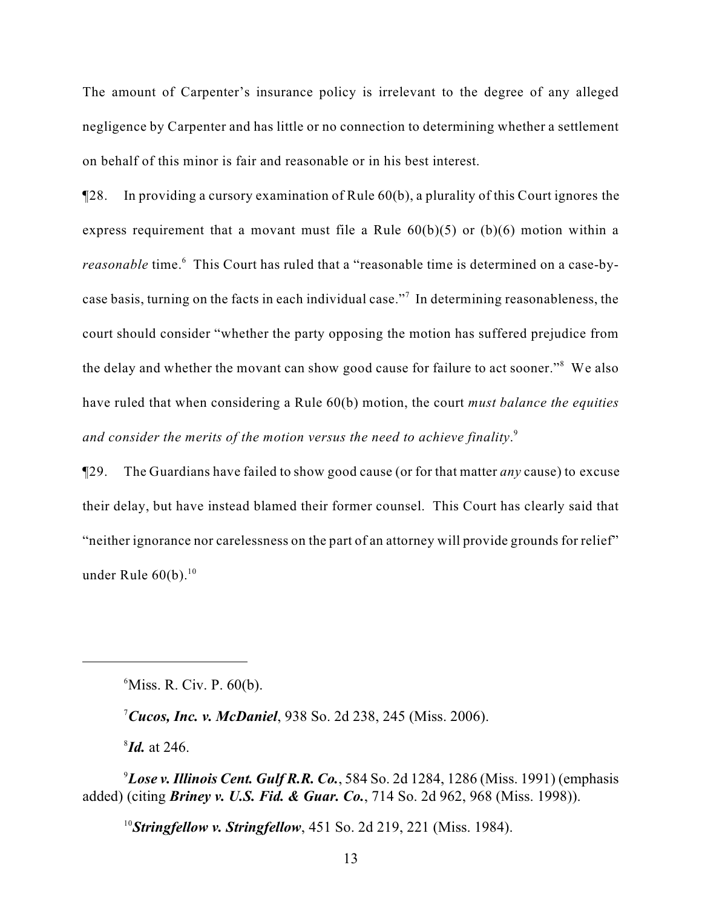The amount of Carpenter's insurance policy is irrelevant to the degree of any alleged negligence by Carpenter and has little or no connection to determining whether a settlement on behalf of this minor is fair and reasonable or in his best interest.

¶28. In providing a cursory examination of Rule 60(b), a plurality of this Court ignores the express requirement that a movant must file a Rule 60(b)(5) or (b)(6) motion within a *reasonable* time.[6] This Court has ruled that a "reasonable time is determined on a case-by-case basis, turning on the facts in each individual case."[7] In determining reasonableness, the court should consider "whether the party opposing the motion has suffered prejudice from the delay and whether the movant can show good cause for failure to act sooner."[8] We also have ruled that when considering a Rule 60(b) motion, the court *must balance the equities and consider the merits of the motion versus the need to achieve finality*.[9]

¶29. The Guardians have failed to show good cause (or for that matter *any* cause) to excuse their delay, but have instead blamed their former counsel. This Court has clearly said that "neither ignorance nor carelessness on the part of an attorney will provide grounds for relief" under Rule 60(b).[10]

---

[6] Miss. R. Civ. P. 60(b).

[7] ***Cucos, Inc. v. McDaniel***, 938 So. 2d 238, 245 (Miss. 2006).

[8] ***Id.*** at 246.

[9] ***Lose v. Illinois Cent. Gulf R.R. Co.***, 584 So. 2d 1284, 1286 (Miss. 1991) (emphasis added) (citing ***Briney v. U.S. Fid. & Guar. Co.***, 714 So. 2d 962, 968 (Miss. 1998)).

[10] ***Stringfellow v. Stringfellow***, 451 So. 2d 219, 221 (Miss. 1984).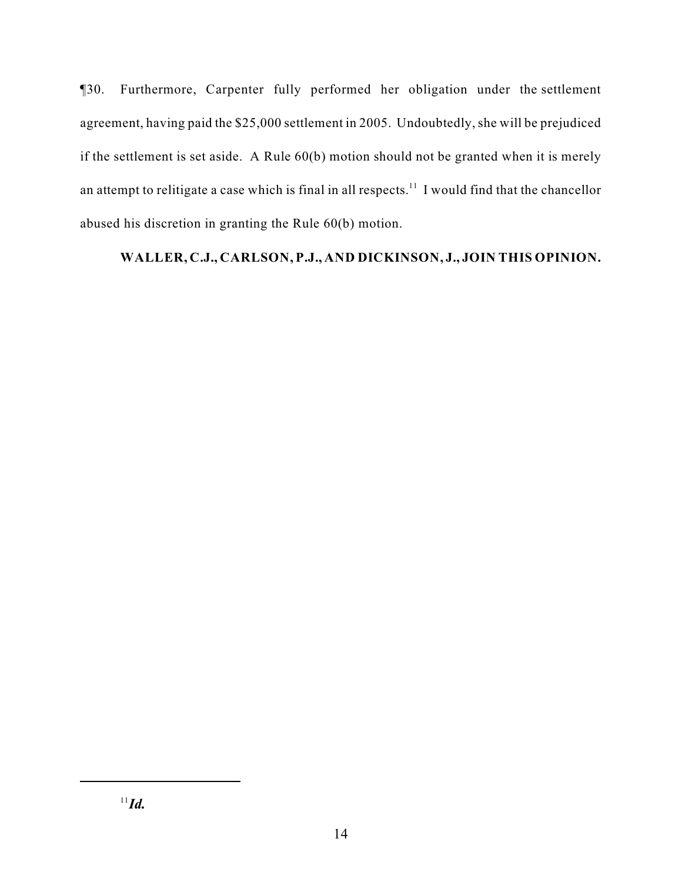¶30. Furthermore, Carpenter fully performed her obligation under the settlement agreement, having paid the $25,000 settlement in 2005. Undoubtedly, she will be prejudiced if the settlement is set aside. A Rule 60(b) motion should not be granted when it is merely an attempt to relitigate a case which is final in all respects.[11] I would find that the chancellor abused his discretion in granting the Rule 60(b) motion.

**WALLER, C.J., CARLSON, P.J., AND DICKINSON, J., JOIN THIS OPINION.**

---

[11] ***Id.***